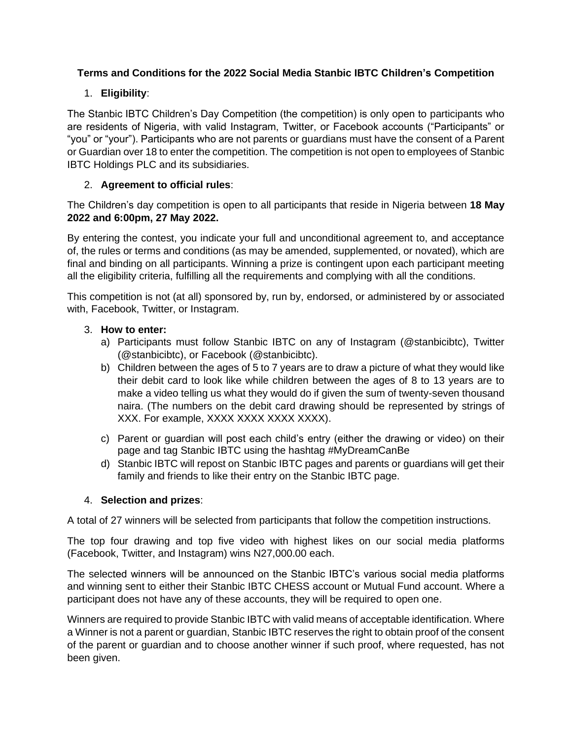# Terms and Conditions for the 2022 Social Media Stanbic IBTC Children's Competition

1. **Eligibility**:

The Stanbic IBTC Children's Day Competition (the competition) is only open to participants who are residents of Nigeria, with valid Instagram, Twitter, or Facebook accounts ("Participants" or "you" or "your"). Participants who are not parents or guardians must have the consent of a Parent or Guardian over 18 to enter the competition. The competition is not open to employees of Stanbic IBTC Holdings PLC and its subsidiaries.

2. **Agreement to official rules**:

The Children's day competition is open to all participants that reside in Nigeria between **18 May 2022 and 6:00pm, 27 May 2022.**

By entering the contest, you indicate your full and unconditional agreement to, and acceptance of, the rules or terms and conditions (as may be amended, supplemented, or novated), which are final and binding on all participants. Winning a prize is contingent upon each participant meeting all the eligibility criteria, fulfilling all the requirements and complying with all the conditions.

This competition is not (at all) sponsored by, run by, endorsed, or administered by or associated with, Facebook, Twitter, or Instagram.

3. **How to enter:**
   a) Participants must follow Stanbic IBTC on any of Instagram (@stanbicibtc), Twitter (@stanbicibtc), or Facebook (@stanbicibtc).
   b) Children between the ages of 5 to 7 years are to draw a picture of what they would like their debit card to look like while children between the ages of 8 to 13 years are to make a video telling us what they would do if given the sum of twenty-seven thousand naira. (The numbers on the debit card drawing should be represented by strings of XXX. For example, XXXX XXXX XXXX XXXX).
   c) Parent or guardian will post each child's entry (either the drawing or video) on their page and tag Stanbic IBTC using the hashtag #MyDreamCanBe
   d) Stanbic IBTC will repost on Stanbic IBTC pages and parents or guardians will get their family and friends to like their entry on the Stanbic IBTC page.

4. **Selection and prizes**:

A total of 27 winners will be selected from participants that follow the competition instructions.

The top four drawing and top five video with highest likes on our social media platforms (Facebook, Twitter, and Instagram) wins N27,000.00 each.

The selected winners will be announced on the Stanbic IBTC's various social media platforms and winning sent to either their Stanbic IBTC CHESS account or Mutual Fund account. Where a participant does not have any of these accounts, they will be required to open one.

Winners are required to provide Stanbic IBTC with valid means of acceptable identification. Where a Winner is not a parent or guardian, Stanbic IBTC reserves the right to obtain proof of the consent of the parent or guardian and to choose another winner if such proof, where requested, has not been given.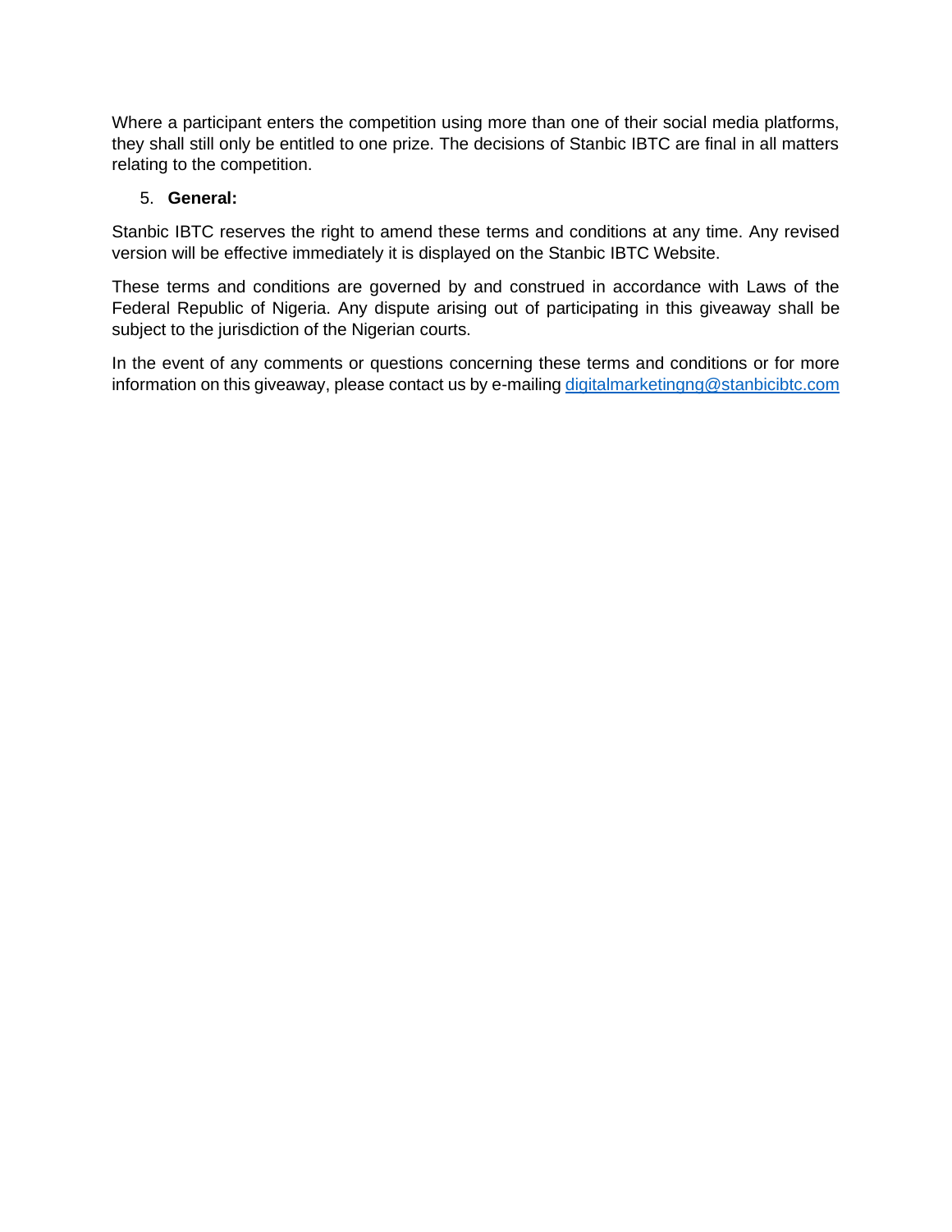Where a participant enters the competition using more than one of their social media platforms, they shall still only be entitled to one prize. The decisions of Stanbic IBTC are final in all matters relating to the competition.

5. **General:**

Stanbic IBTC reserves the right to amend these terms and conditions at any time. Any revised version will be effective immediately it is displayed on the Stanbic IBTC Website.

These terms and conditions are governed by and construed in accordance with Laws of the Federal Republic of Nigeria. Any dispute arising out of participating in this giveaway shall be subject to the jurisdiction of the Nigerian courts.

In the event of any comments or questions concerning these terms and conditions or for more information on this giveaway, please contact us by e-mailing digitalmarketingng@stanbicibtc.com